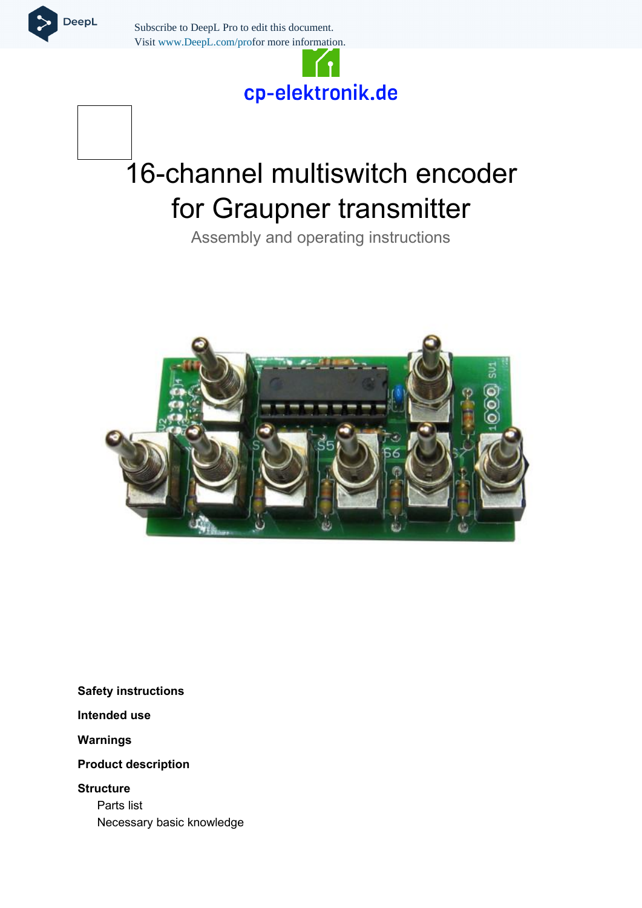cp-elektronik.de

# 16-channel multiswitch encoder for Graupner transmitter

Assembly and operating instructions

**Safety instructions**

**Intended use**

**Warnings**

**Product description**

**Structure**

- Parts list
- Necessary basic knowledge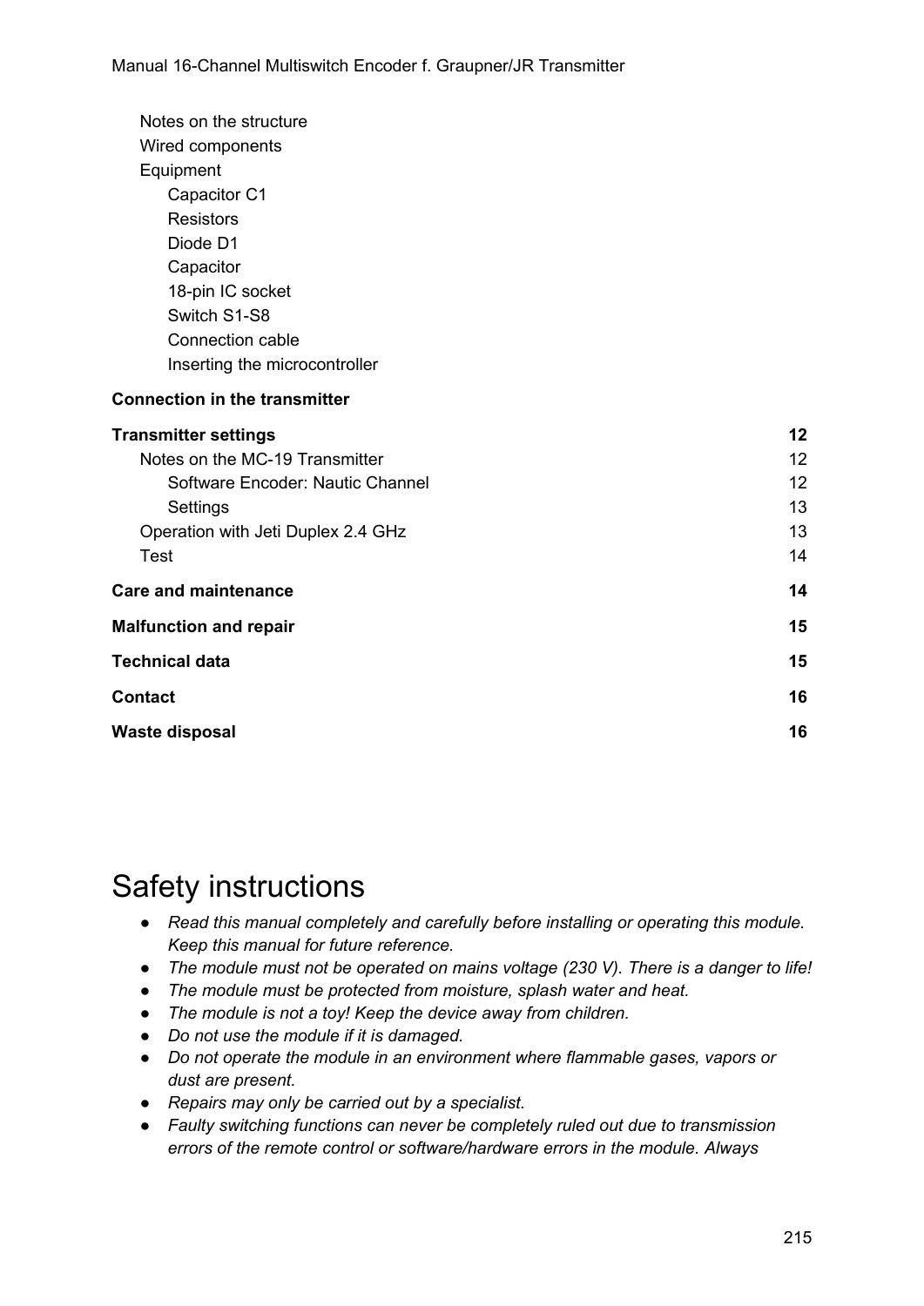- Notes on the structure
- Wired components
- Equipment
  - Capacitor C1
  - Resistors
  - Diode D1
  - Capacitor
  - 18-pin IC socket
  - Switch S1-S8
  - Connection cable
  - Inserting the microcontroller

**Connection in the transmitter**

**Transmitter settings** 12
- Notes on the MC-19 Transmitter 12
  - Software Encoder: Nautic Channel 12
  - Settings 13
- Operation with Jeti Duplex 2.4 GHz 13
- Test 14

**Care and maintenance** 14

**Malfunction and repair** 15

**Technical data** 15

**Contact** 16

**Waste disposal** 16

# Safety instructions

- *Read this manual completely and carefully before installing or operating this module. Keep this manual for future reference.*
- *The module must not be operated on mains voltage (230 V). There is a danger to life!*
- *The module must be protected from moisture, splash water and heat.*
- *The module is not a toy! Keep the device away from children.*
- *Do not use the module if it is damaged.*
- *Do not operate the module in an environment where flammable gases, vapors or dust are present.*
- *Repairs may only be carried out by a specialist.*
- *Faulty switching functions can never be completely ruled out due to transmission errors of the remote control or software/hardware errors in the module. Always*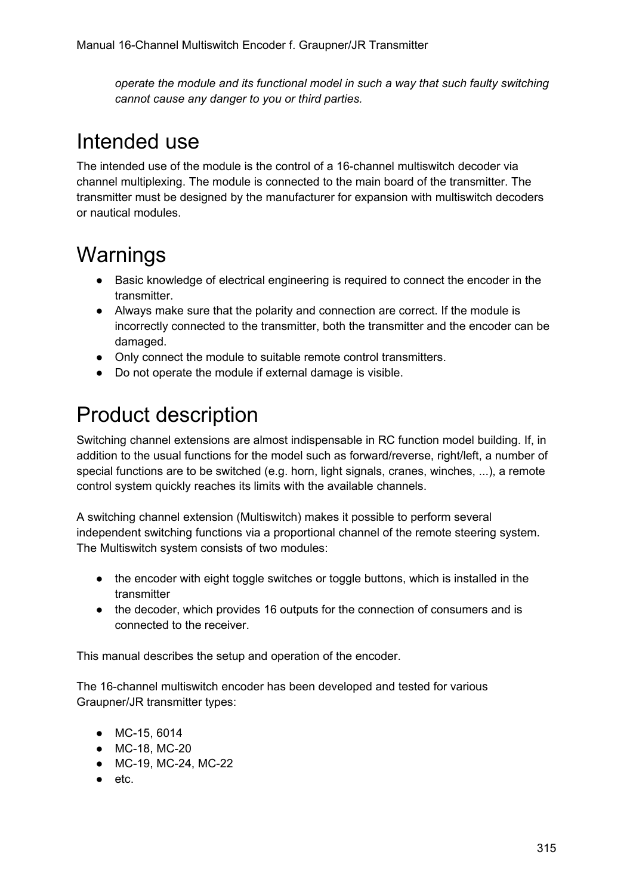*operate the module and its functional model in such a way that such faulty switching cannot cause any danger to you or third parties.*

# Intended use

The intended use of the module is the control of a 16-channel multiswitch decoder via channel multiplexing. The module is connected to the main board of the transmitter. The transmitter must be designed by the manufacturer for expansion with multiswitch decoders or nautical modules.

# Warnings

- Basic knowledge of electrical engineering is required to connect the encoder in the transmitter.
- Always make sure that the polarity and connection are correct. If the module is incorrectly connected to the transmitter, both the transmitter and the encoder can be damaged.
- Only connect the module to suitable remote control transmitters.
- Do not operate the module if external damage is visible.

# Product description

Switching channel extensions are almost indispensable in RC function model building. If, in addition to the usual functions for the model such as forward/reverse, right/left, a number of special functions are to be switched (e.g. horn, light signals, cranes, winches, ...), a remote control system quickly reaches its limits with the available channels.

A switching channel extension (Multiswitch) makes it possible to perform several independent switching functions via a proportional channel of the remote steering system. The Multiswitch system consists of two modules:

- the encoder with eight toggle switches or toggle buttons, which is installed in the transmitter
- the decoder, which provides 16 outputs for the connection of consumers and is connected to the receiver.

This manual describes the setup and operation of the encoder.

The 16-channel multiswitch encoder has been developed and tested for various Graupner/JR transmitter types:

- MC-15, 6014
- MC-18, MC-20
- MC-19, MC-24, MC-22
- etc.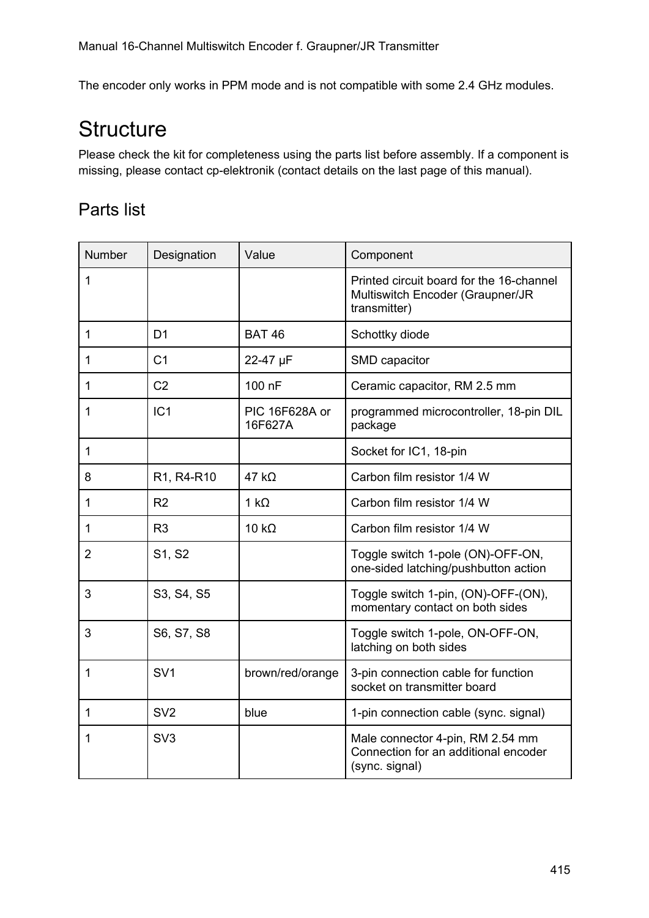The encoder only works in PPM mode and is not compatible with some 2.4 GHz modules.

# Structure

Please check the kit for completeness using the parts list before assembly. If a component is missing, please contact cp-elektronik (contact details on the last page of this manual).

## Parts list

| Number | Designation | Value | Component |
|---|---|---|---|
| 1 | | | Printed circuit board for the 16-channel Multiswitch Encoder (Graupner/JR transmitter) |
| 1 | D1 | BAT 46 | Schottky diode |
| 1 | C1 | 22-47 µF | SMD capacitor |
| 1 | C2 | 100 nF | Ceramic capacitor, RM 2.5 mm |
| 1 | IC1 | PIC 16F628A or 16F627A | programmed microcontroller, 18-pin DIL package |
| 1 | | | Socket for IC1, 18-pin |
| 8 | R1, R4-R10 | 47 kΩ | Carbon film resistor 1/4 W |
| 1 | R2 | 1 kΩ | Carbon film resistor 1/4 W |
| 1 | R3 | 10 kΩ | Carbon film resistor 1/4 W |
| 2 | S1, S2 | | Toggle switch 1-pole (ON)-OFF-ON, one-sided latching/pushbutton action |
| 3 | S3, S4, S5 | | Toggle switch 1-pin, (ON)-OFF-(ON), momentary contact on both sides |
| 3 | S6, S7, S8 | | Toggle switch 1-pole, ON-OFF-ON, latching on both sides |
| 1 | SV1 | brown/red/orange | 3-pin connection cable for function socket on transmitter board |
| 1 | SV2 | blue | 1-pin connection cable (sync. signal) |
| 1 | SV3 | | Male connector 4-pin, RM 2.54 mm Connection for an additional encoder (sync. signal) |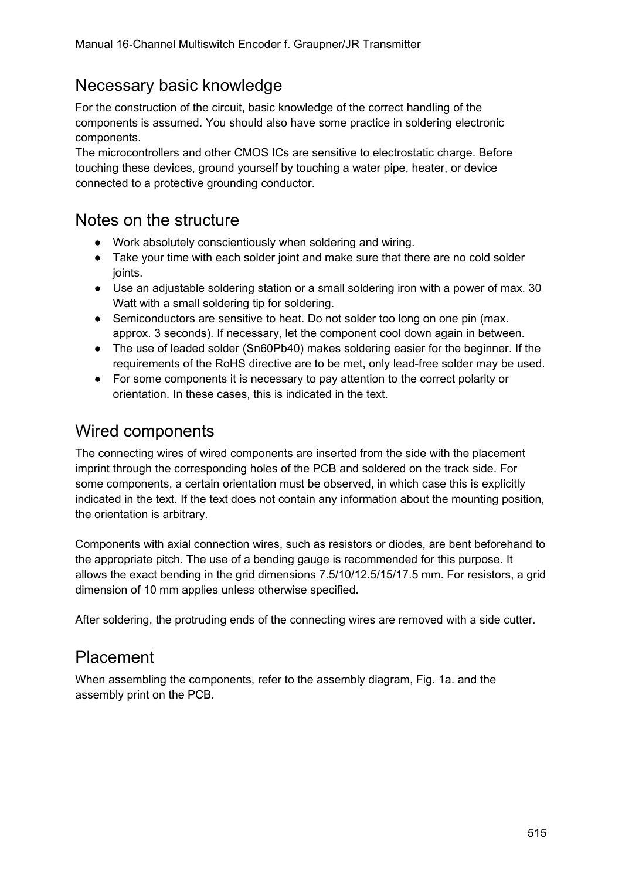## Necessary basic knowledge

For the construction of the circuit, basic knowledge of the correct handling of the components is assumed. You should also have some practice in soldering electronic components.
The microcontrollers and other CMOS ICs are sensitive to electrostatic charge. Before touching these devices, ground yourself by touching a water pipe, heater, or device connected to a protective grounding conductor.

## Notes on the structure

- Work absolutely conscientiously when soldering and wiring.
- Take your time with each solder joint and make sure that there are no cold solder joints.
- Use an adjustable soldering station or a small soldering iron with a power of max. 30 Watt with a small soldering tip for soldering.
- Semiconductors are sensitive to heat. Do not solder too long on one pin (max. approx. 3 seconds). If necessary, let the component cool down again in between.
- The use of leaded solder (Sn60Pb40) makes soldering easier for the beginner. If the requirements of the RoHS directive are to be met, only lead-free solder may be used.
- For some components it is necessary to pay attention to the correct polarity or orientation. In these cases, this is indicated in the text.

## Wired components

The connecting wires of wired components are inserted from the side with the placement imprint through the corresponding holes of the PCB and soldered on the track side. For some components, a certain orientation must be observed, in which case this is explicitly indicated in the text. If the text does not contain any information about the mounting position, the orientation is arbitrary.

Components with axial connection wires, such as resistors or diodes, are bent beforehand to the appropriate pitch. The use of a bending gauge is recommended for this purpose. It allows the exact bending in the grid dimensions 7.5/10/12.5/15/17.5 mm. For resistors, a grid dimension of 10 mm applies unless otherwise specified.

After soldering, the protruding ends of the connecting wires are removed with a side cutter.

## Placement

When assembling the components, refer to the assembly diagram, Fig. 1a. and the assembly print on the PCB.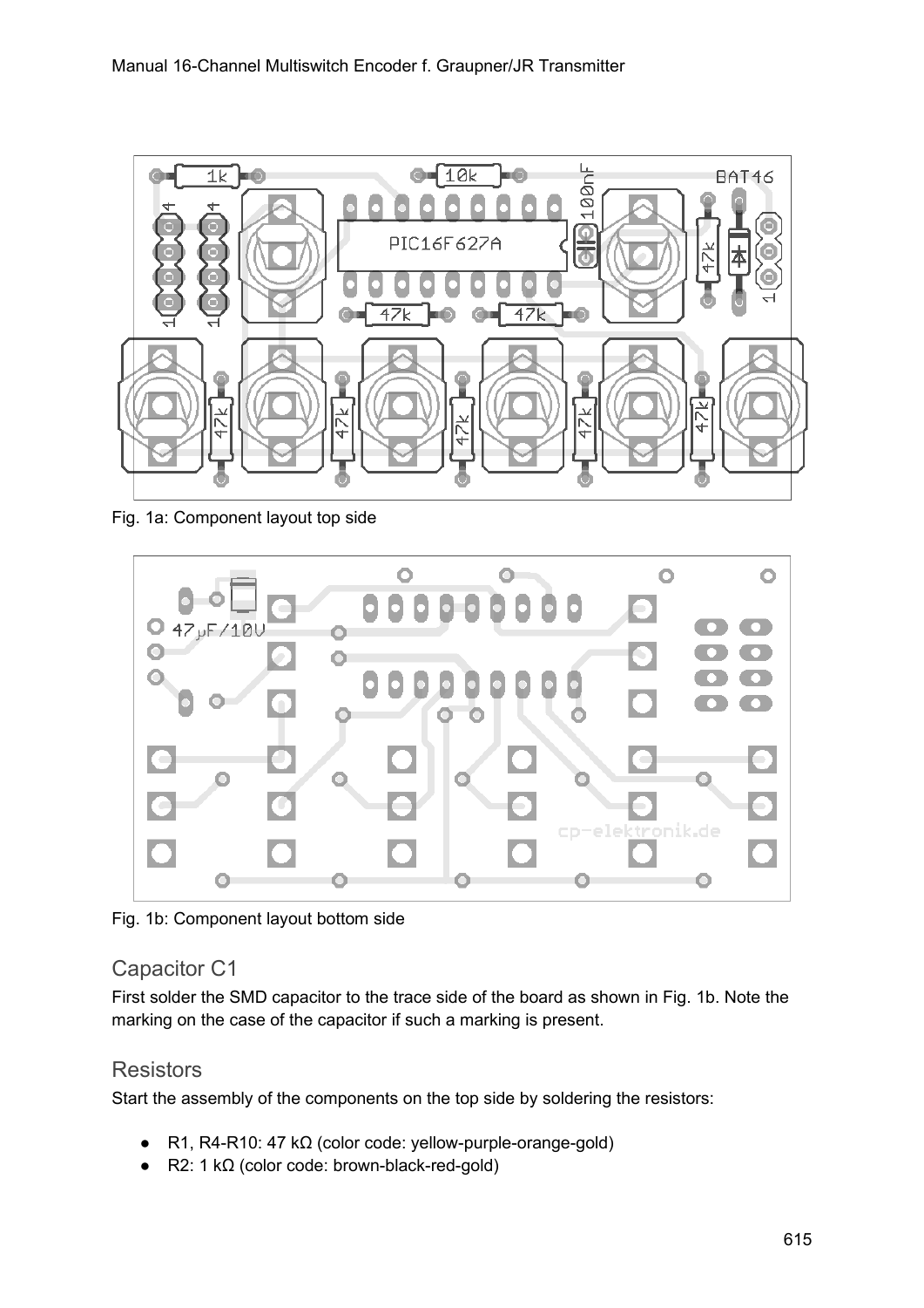Fig. 1a: Component layout top side

Fig. 1b: Component layout bottom side

## Capacitor C1

First solder the SMD capacitor to the trace side of the board as shown in Fig. 1b. Note the marking on the case of the capacitor if such a marking is present.

## Resistors

Start the assembly of the components on the top side by soldering the resistors:

- R1, R4-R10: 47 kΩ (color code: yellow-purple-orange-gold)
- R2: 1 kΩ (color code: brown-black-red-gold)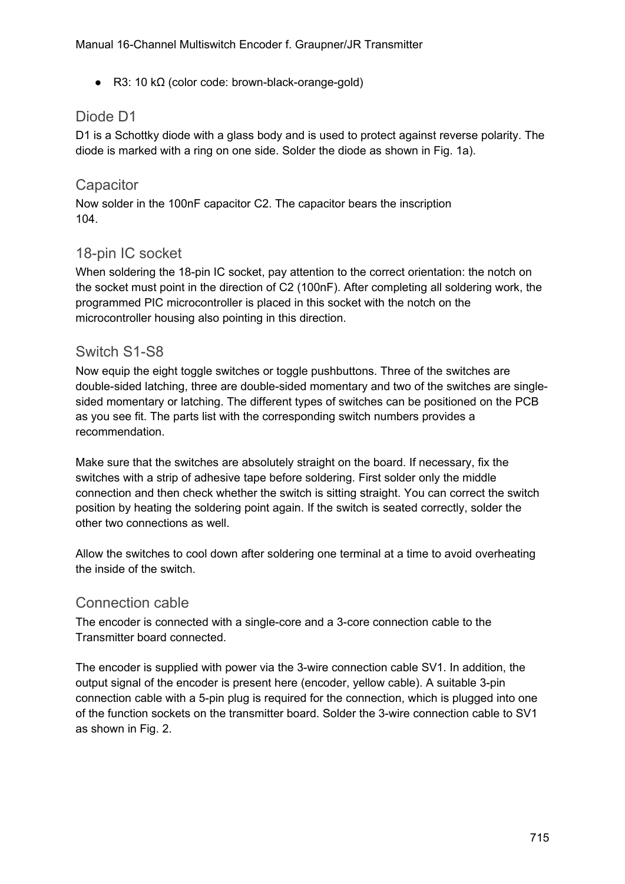- R3: 10 kΩ (color code: brown-black-orange-gold)

## Diode D1

D1 is a Schottky diode with a glass body and is used to protect against reverse polarity. The diode is marked with a ring on one side. Solder the diode as shown in Fig. 1a).

## Capacitor

Now solder in the 100nF capacitor C2. The capacitor bears the inscription 104.

## 18-pin IC socket

When soldering the 18-pin IC socket, pay attention to the correct orientation: the notch on the socket must point in the direction of C2 (100nF). After completing all soldering work, the programmed PIC microcontroller is placed in this socket with the notch on the microcontroller housing also pointing in this direction.

## Switch S1-S8

Now equip the eight toggle switches or toggle pushbuttons. Three of the switches are double-sided latching, three are double-sided momentary and two of the switches are single-sided momentary or latching. The different types of switches can be positioned on the PCB as you see fit. The parts list with the corresponding switch numbers provides a recommendation.

Make sure that the switches are absolutely straight on the board. If necessary, fix the switches with a strip of adhesive tape before soldering. First solder only the middle connection and then check whether the switch is sitting straight. You can correct the switch position by heating the soldering point again. If the switch is seated correctly, solder the other two connections as well.

Allow the switches to cool down after soldering one terminal at a time to avoid overheating the inside of the switch.

## Connection cable

The encoder is connected with a single-core and a 3-core connection cable to the Transmitter board connected.

The encoder is supplied with power via the 3-wire connection cable SV1. In addition, the output signal of the encoder is present here (encoder, yellow cable). A suitable 3-pin connection cable with a 5-pin plug is required for the connection, which is plugged into one of the function sockets on the transmitter board. Solder the 3-wire connection cable to SV1 as shown in Fig. 2.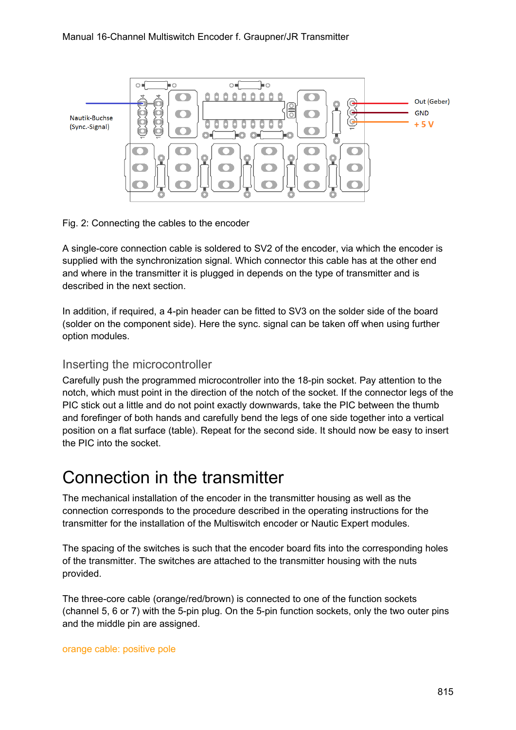Fig. 2: Connecting the cables to the encoder

A single-core connection cable is soldered to SV2 of the encoder, via which the encoder is supplied with the synchronization signal. Which connector this cable has at the other end and where in the transmitter it is plugged in depends on the type of transmitter and is described in the next section.

In addition, if required, a 4-pin header can be fitted to SV3 on the solder side of the board (solder on the component side). Here the sync. signal can be taken off when using further option modules.

## Inserting the microcontroller

Carefully push the programmed microcontroller into the 18-pin socket. Pay attention to the notch, which must point in the direction of the notch of the socket. If the connector legs of the PIC stick out a little and do not point exactly downwards, take the PIC between the thumb and forefinger of both hands and carefully bend the legs of one side together into a vertical position on a flat surface (table). Repeat for the second side. It should now be easy to insert the PIC into the socket.

# Connection in the transmitter

The mechanical installation of the encoder in the transmitter housing as well as the connection corresponds to the procedure described in the operating instructions for the transmitter for the installation of the Multiswitch encoder or Nautic Expert modules.

The spacing of the switches is such that the encoder board fits into the corresponding holes of the transmitter. The switches are attached to the transmitter housing with the nuts provided.

The three-core cable (orange/red/brown) is connected to one of the function sockets (channel 5, 6 or 7) with the 5-pin plug. On the 5-pin function sockets, only the two outer pins and the middle pin are assigned.

orange cable: positive pole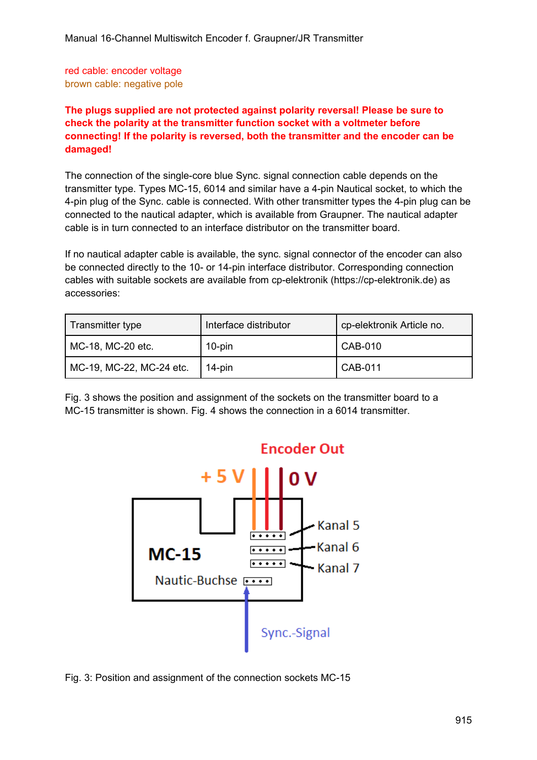red cable: encoder voltage
brown cable: negative pole

**The plugs supplied are not protected against polarity reversal! Please be sure to check the polarity at the transmitter function socket with a voltmeter before connecting! If the polarity is reversed, both the transmitter and the encoder can be damaged!**

The connection of the single-core blue Sync. signal connection cable depends on the transmitter type. Types MC-15, 6014 and similar have a 4-pin Nautical socket, to which the 4-pin plug of the Sync. cable is connected. With other transmitter types the 4-pin plug can be connected to the nautical adapter, which is available from Graupner. The nautical adapter cable is in turn connected to an interface distributor on the transmitter board.

If no nautical adapter cable is available, the sync. signal connector of the encoder can also be connected directly to the 10- or 14-pin interface distributor. Corresponding connection cables with suitable sockets are available from cp-elektronik (https://cp-elektronik.de) as accessories:

| Transmitter type | Interface distributor | cp-elektronik Article no. |
|---|---|---|
| MC-18, MC-20 etc. | 10-pin | CAB-010 |
| MC-19, MC-22, MC-24 etc. | 14-pin | CAB-011 |

Fig. 3 shows the position and assignment of the sockets on the transmitter board to a MC-15 transmitter is shown. Fig. 4 shows the connection in a 6014 transmitter.

Fig. 3: Position and assignment of the connection sockets MC-15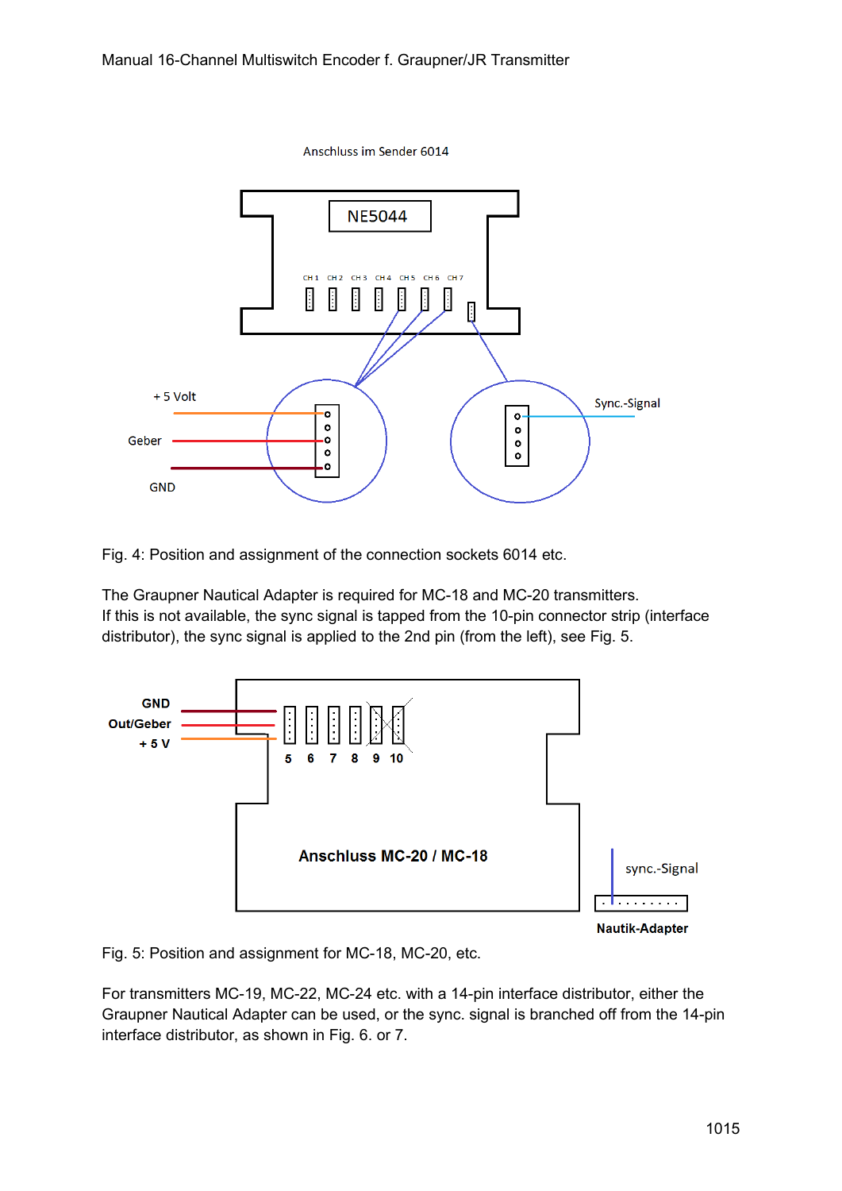Anschluss im Sender 6014

NE5044

CH 1 CH 2 CH 3 CH 4 CH 5 CH 6 CH 7

+ 5 Volt

Geber

GND

Sync.-Signal

Fig. 4: Position and assignment of the connection sockets 6014 etc.

The Graupner Nautical Adapter is required for MC-18 and MC-20 transmitters.
If this is not available, the sync signal is tapped from the 10-pin connector strip (interface distributor), the sync signal is applied to the 2nd pin (from the left), see Fig. 5.

**GND**

**Out/Geber**

**+ 5 V**

**5 6 7 8 9 10**

**Anschluss MC-20 / MC-18**

sync.-Signal

**Nautik-Adapter**

Fig. 5: Position and assignment for MC-18, MC-20, etc.

For transmitters MC-19, MC-22, MC-24 etc. with a 14-pin interface distributor, either the Graupner Nautical Adapter can be used, or the sync. signal is branched off from the 14-pin interface distributor, as shown in Fig. 6. or 7.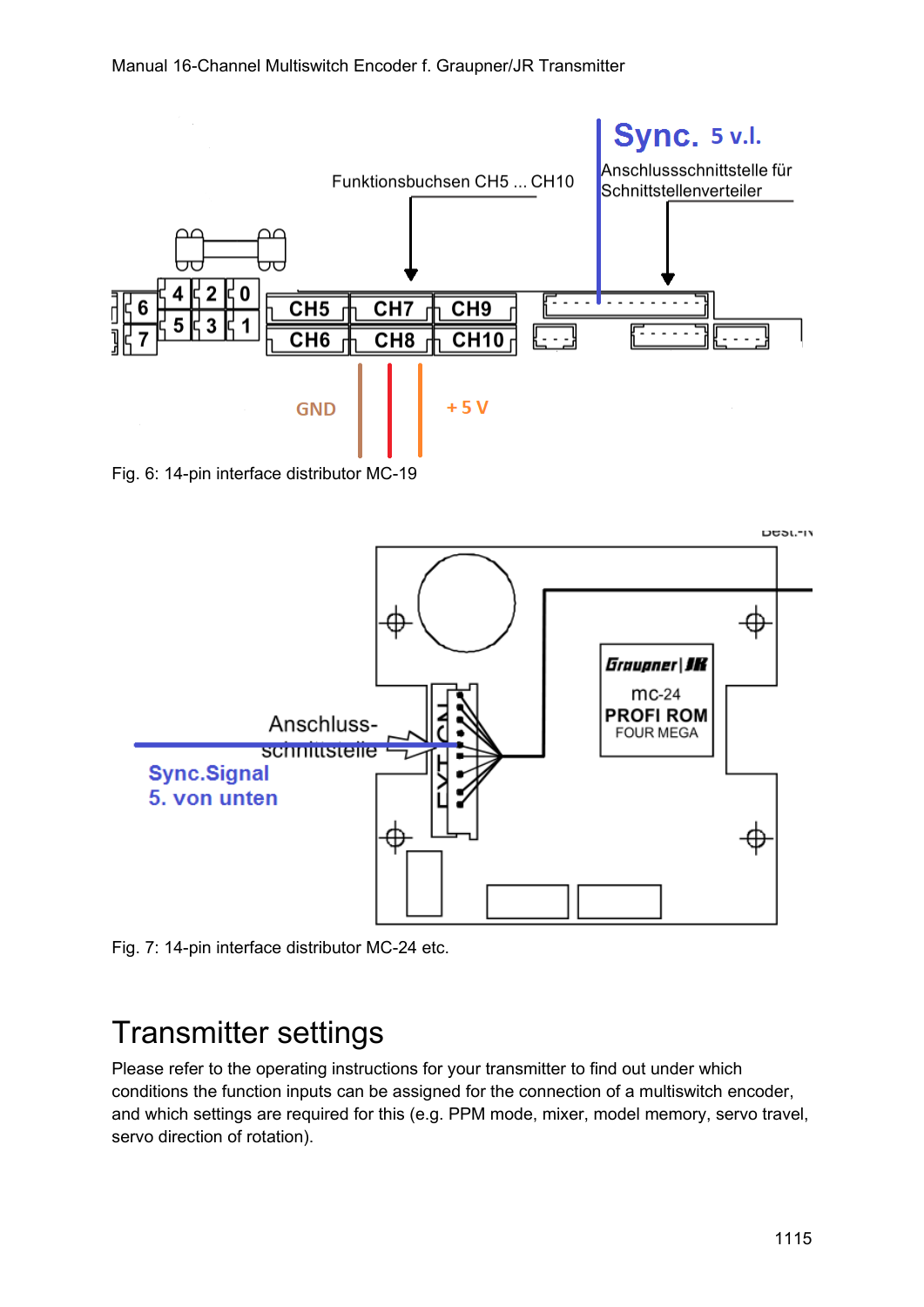Funktionsbuchsen CH5 ... CH10

Sync. 5 v.l.

Anschlussschnittstelle für Schnittstellenverteiler

GND

+ 5 V

Fig. 6: 14-pin interface distributor MC-19

Anschluss-schnittstelle

Sync.Signal
5. von unten

Fig. 7: 14-pin interface distributor MC-24 etc.

# Transmitter settings

Please refer to the operating instructions for your transmitter to find out under which conditions the function inputs can be assigned for the connection of a multiswitch encoder, and which settings are required for this (e.g. PPM mode, mixer, model memory, servo travel, servo direction of rotation).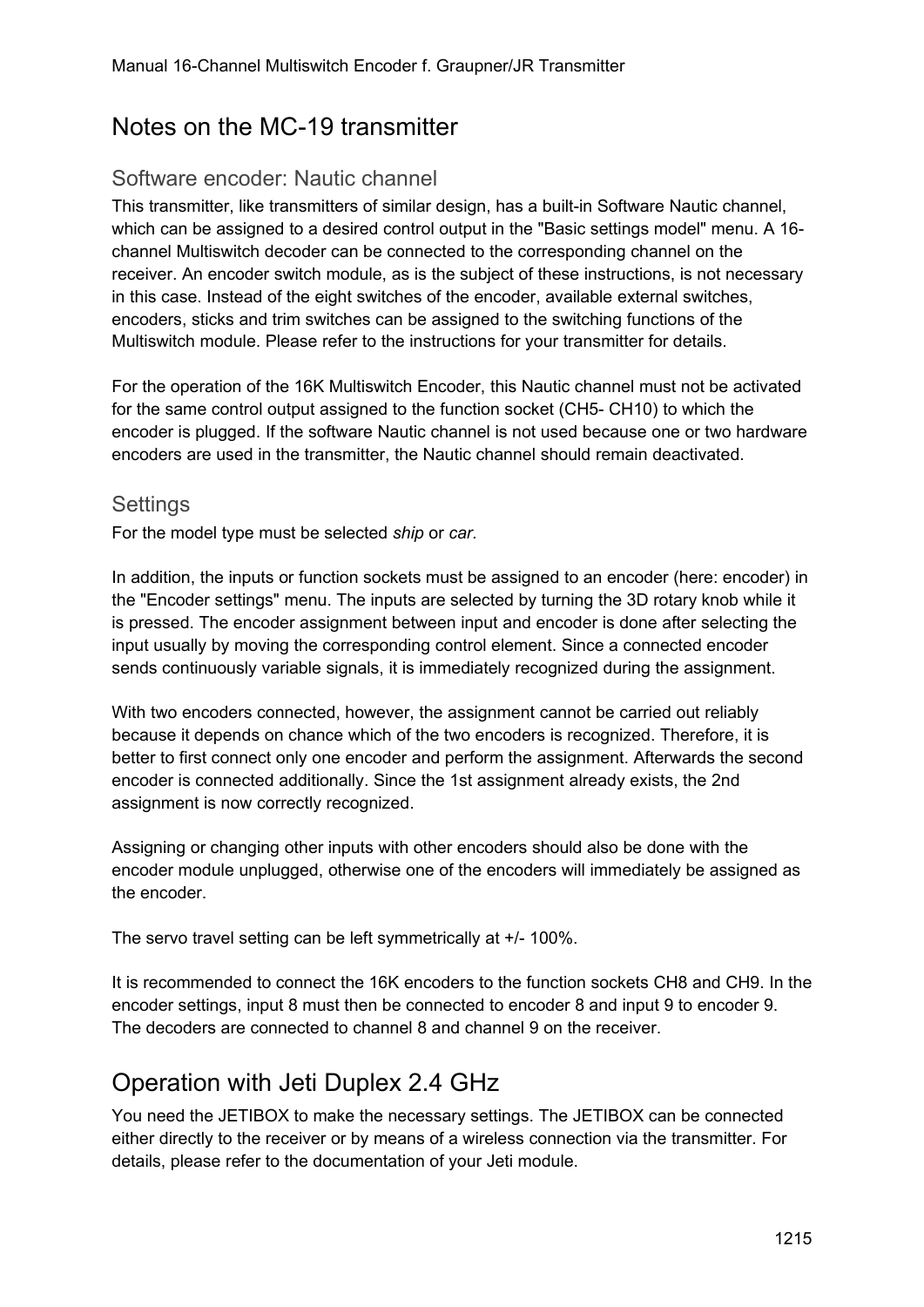## Notes on the MC-19 transmitter

### Software encoder: Nautic channel

This transmitter, like transmitters of similar design, has a built-in Software Nautic channel, which can be assigned to a desired control output in the "Basic settings model" menu. A 16-channel Multiswitch decoder can be connected to the corresponding channel on the receiver. An encoder switch module, as is the subject of these instructions, is not necessary in this case. Instead of the eight switches of the encoder, available external switches, encoders, sticks and trim switches can be assigned to the switching functions of the Multiswitch module. Please refer to the instructions for your transmitter for details.

For the operation of the 16K Multiswitch Encoder, this Nautic channel must not be activated for the same control output assigned to the function socket (CH5- CH10) to which the encoder is plugged. If the software Nautic channel is not used because one or two hardware encoders are used in the transmitter, the Nautic channel should remain deactivated.

### Settings

For the model type must be selected *ship* or *car*.

In addition, the inputs or function sockets must be assigned to an encoder (here: encoder) in the "Encoder settings" menu. The inputs are selected by turning the 3D rotary knob while it is pressed. The encoder assignment between input and encoder is done after selecting the input usually by moving the corresponding control element. Since a connected encoder sends continuously variable signals, it is immediately recognized during the assignment.

With two encoders connected, however, the assignment cannot be carried out reliably because it depends on chance which of the two encoders is recognized. Therefore, it is better to first connect only one encoder and perform the assignment. Afterwards the second encoder is connected additionally. Since the 1st assignment already exists, the 2nd assignment is now correctly recognized.

Assigning or changing other inputs with other encoders should also be done with the encoder module unplugged, otherwise one of the encoders will immediately be assigned as the encoder.

The servo travel setting can be left symmetrically at +/- 100%.

It is recommended to connect the 16K encoders to the function sockets CH8 and CH9. In the encoder settings, input 8 must then be connected to encoder 8 and input 9 to encoder 9. The decoders are connected to channel 8 and channel 9 on the receiver.

## Operation with Jeti Duplex 2.4 GHz

You need the JETIBOX to make the necessary settings. The JETIBOX can be connected either directly to the receiver or by means of a wireless connection via the transmitter. For details, please refer to the documentation of your Jeti module.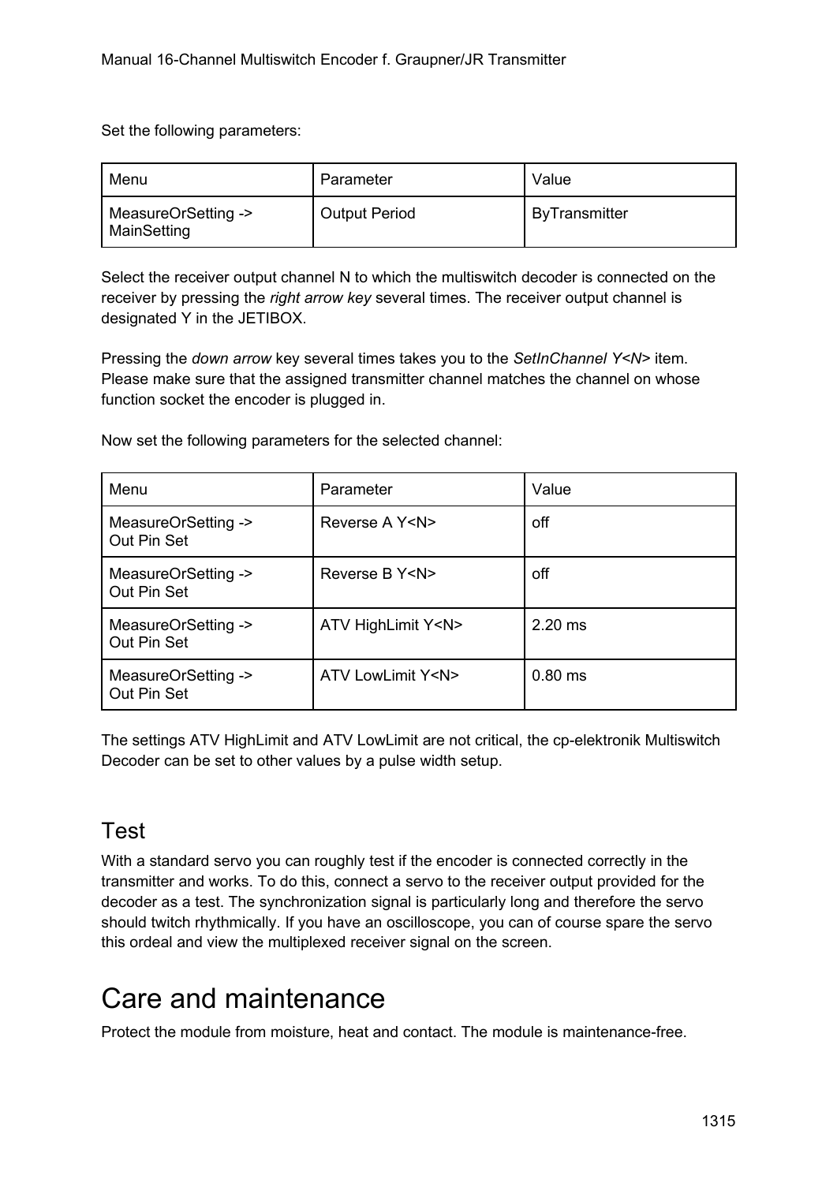Set the following parameters:

| Menu | Parameter | Value |
|---|---|---|
| MeasureOrSetting -> MainSetting | Output Period | ByTransmitter |

Select the receiver output channel N to which the multiswitch decoder is connected on the receiver by pressing the *right arrow key* several times. The receiver output channel is designated Y in the JETIBOX.

Pressing the *down arrow* key several times takes you to the *SetInChannel Y<N>* item. Please make sure that the assigned transmitter channel matches the channel on whose function socket the encoder is plugged in.

Now set the following parameters for the selected channel:

| Menu | Parameter | Value |
|---|---|---|
| MeasureOrSetting -> Out Pin Set | Reverse A Y<N> | off |
| MeasureOrSetting -> Out Pin Set | Reverse B Y<N> | off |
| MeasureOrSetting -> Out Pin Set | ATV HighLimit Y<N> | 2.20 ms |
| MeasureOrSetting -> Out Pin Set | ATV LowLimit Y<N> | 0.80 ms |

The settings ATV HighLimit and ATV LowLimit are not critical, the cp-elektronik Multiswitch Decoder can be set to other values by a pulse width setup.

## Test

With a standard servo you can roughly test if the encoder is connected correctly in the transmitter and works. To do this, connect a servo to the receiver output provided for the decoder as a test. The synchronization signal is particularly long and therefore the servo should twitch rhythmically. If you have an oscilloscope, you can of course spare the servo this ordeal and view the multiplexed receiver signal on the screen.

# Care and maintenance

Protect the module from moisture, heat and contact. The module is maintenance-free.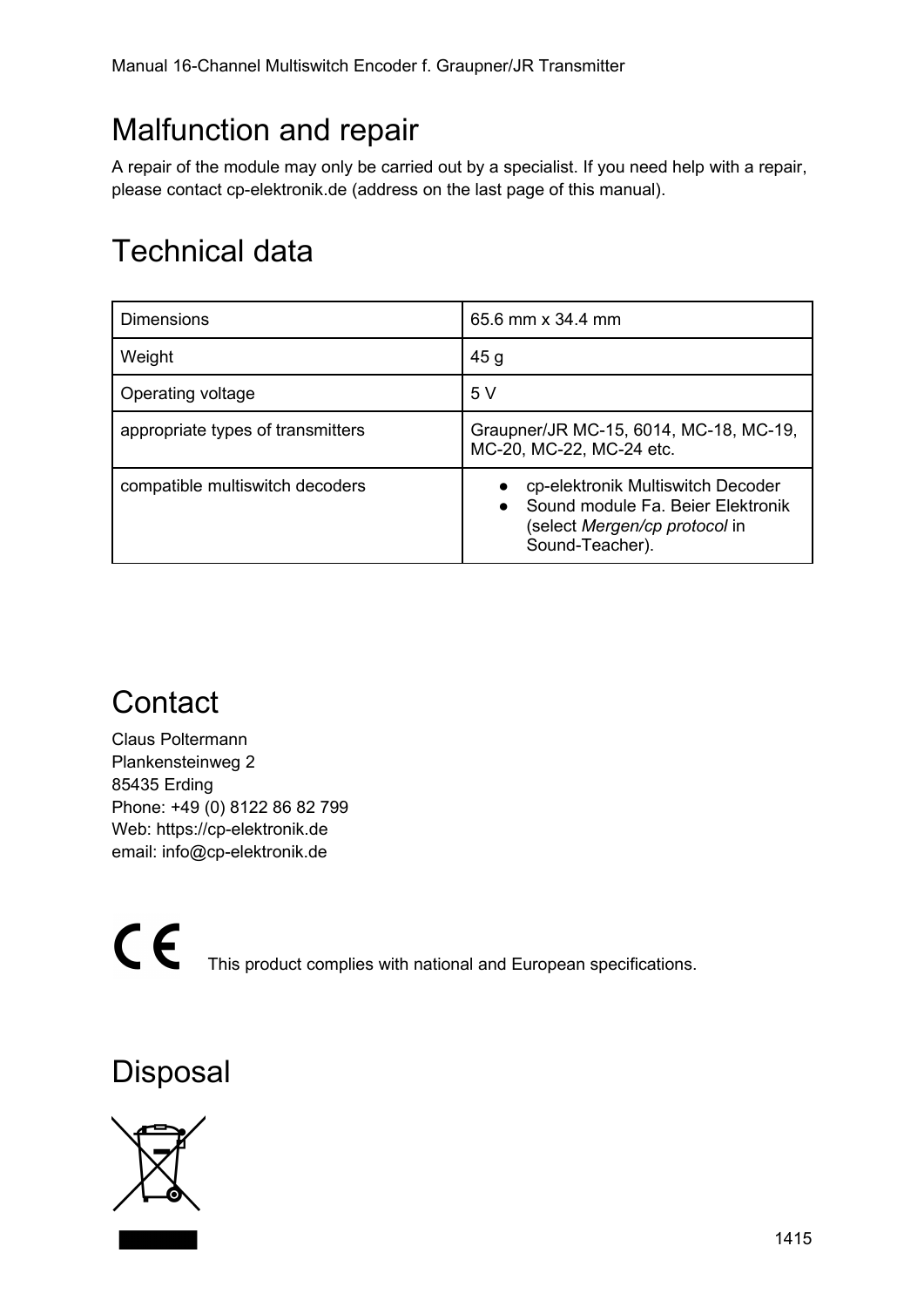# Malfunction and repair

A repair of the module may only be carried out by a specialist. If you need help with a repair, please contact cp-elektronik.de (address on the last page of this manual).

# Technical data

| Dimensions | 65.6 mm x 34.4 mm |
|---|---|
| Weight | 45 g |
| Operating voltage | 5 V |
| appropriate types of transmitters | Graupner/JR MC-15, 6014, MC-18, MC-19, MC-20, MC-22, MC-24 etc. |
| compatible multiswitch decoders | • cp-elektronik Multiswitch Decoder<br>• Sound module Fa. Beier Elektronik (select *Mergen/cp protocol* in Sound-Teacher). |

# Contact

Claus Poltermann
Plankensteinweg 2
85435 Erding
Phone: +49 (0) 8122 86 82 799
Web: https://cp-elektronik.de
email: info@cp-elektronik.de

CE This product complies with national and European specifications.

# Disposal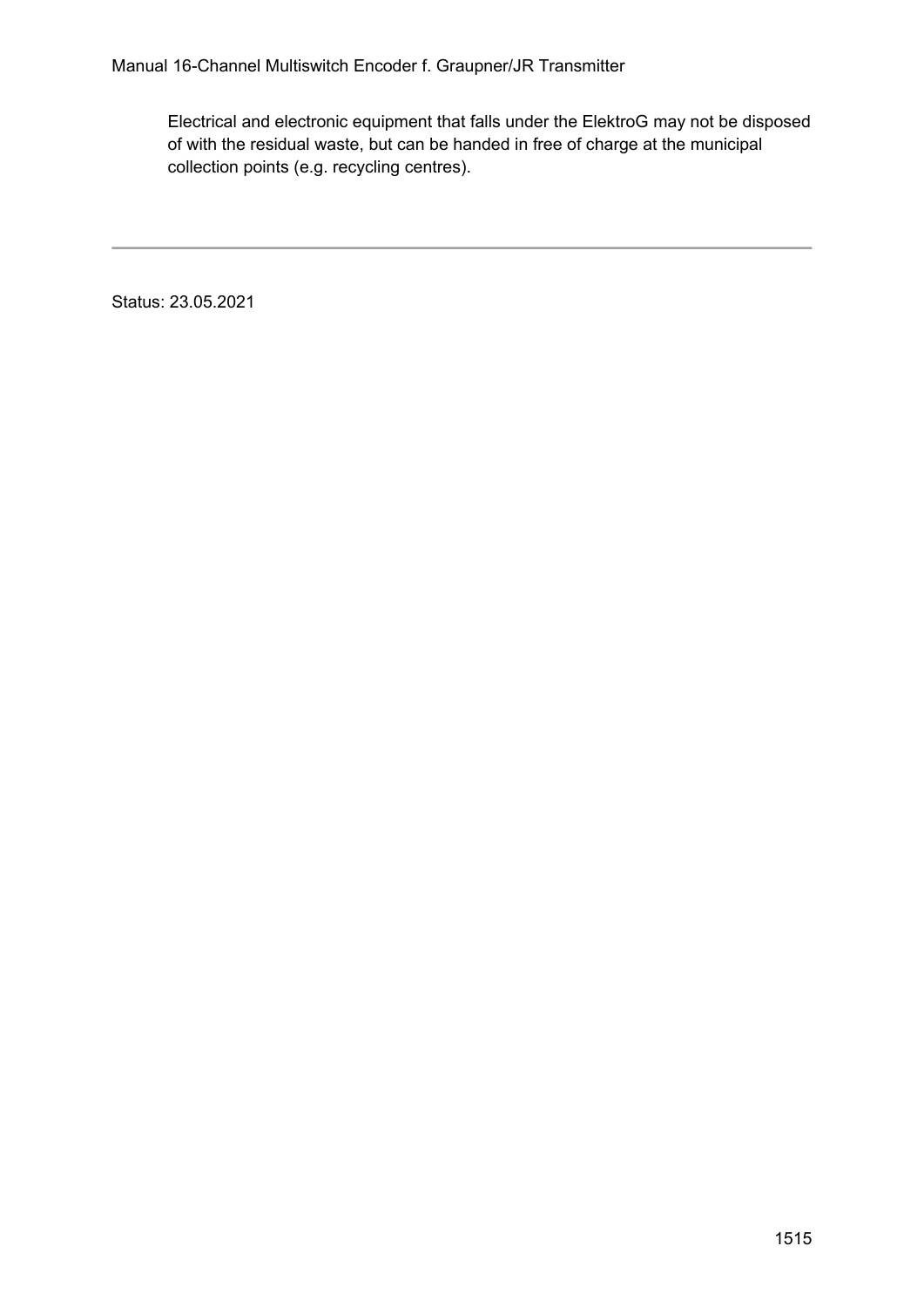Electrical and electronic equipment that falls under the ElektroG may not be disposed of with the residual waste, but can be handed in free of charge at the municipal collection points (e.g. recycling centres).

---

Status: 23.05.2021